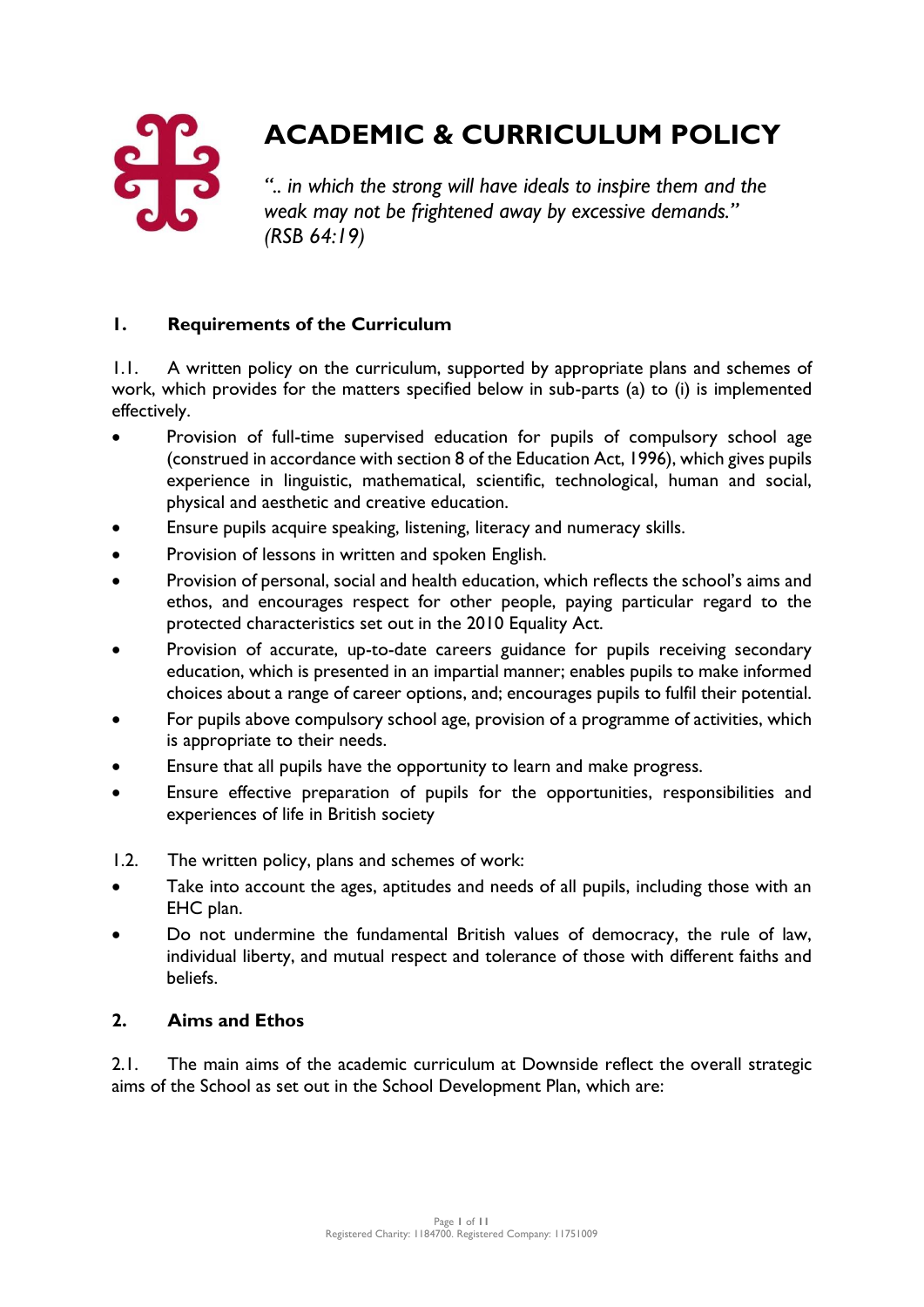# ACADEMIC & CURRICULUM POLICY

*".. in which the strong will have ideals to inspire them and the weak may not be frightened away by excessive demands." (RSB 64:19)*

## 1. Requirements of the Curriculum

1.1. A written policy on the curriculum, supported by appropriate plans and schemes of work, which provides for the matters specified below in sub-parts (a) to (i) is implemented effectively.

- Provision of full-time supervised education for pupils of compulsory school age (construed in accordance with section 8 of the Education Act, 1996), which gives pupils experience in linguistic, mathematical, scientific, technological, human and social, physical and aesthetic and creative education.
- Ensure pupils acquire speaking, listening, literacy and numeracy skills.
- Provision of lessons in written and spoken English.
- Provision of personal, social and health education, which reflects the school's aims and ethos, and encourages respect for other people, paying particular regard to the protected characteristics set out in the 2010 Equality Act.
- Provision of accurate, up-to-date careers guidance for pupils receiving secondary education, which is presented in an impartial manner; enables pupils to make informed choices about a range of career options, and; encourages pupils to fulfil their potential.
- For pupils above compulsory school age, provision of a programme of activities, which is appropriate to their needs.
- Ensure that all pupils have the opportunity to learn and make progress.
- Ensure effective preparation of pupils for the opportunities, responsibilities and experiences of life in British society

1.2. The written policy, plans and schemes of work:

- Take into account the ages, aptitudes and needs of all pupils, including those with an EHC plan.
- Do not undermine the fundamental British values of democracy, the rule of law, individual liberty, and mutual respect and tolerance of those with different faiths and beliefs.

## 2. Aims and Ethos

2.1. The main aims of the academic curriculum at Downside reflect the overall strategic aims of the School as set out in the School Development Plan, which are: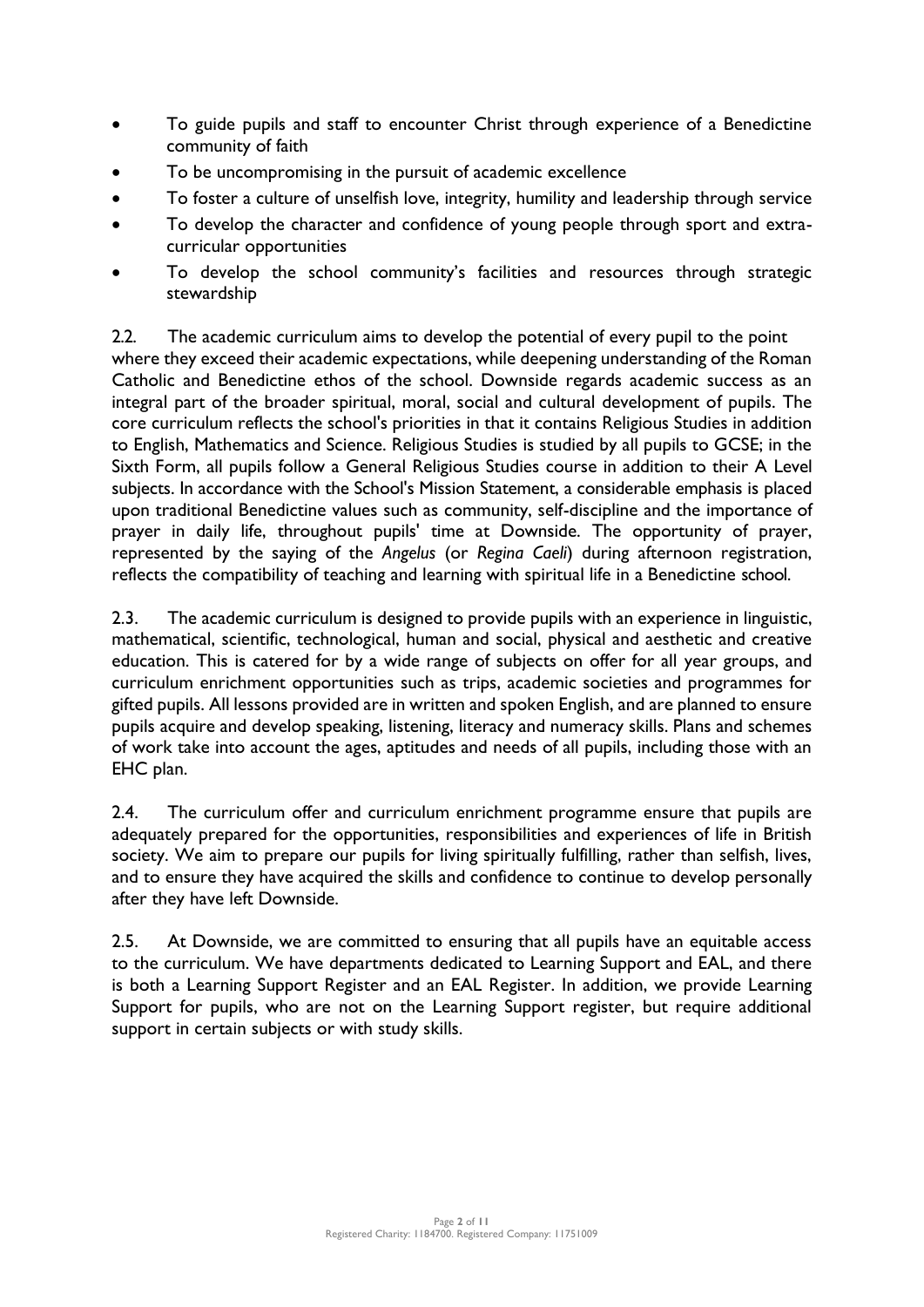- To guide pupils and staff to encounter Christ through experience of a Benedictine community of faith
- To be uncompromising in the pursuit of academic excellence
- To foster a culture of unselfish love, integrity, humility and leadership through service
- To develop the character and confidence of young people through sport and extra-curricular opportunities
- To develop the school community's facilities and resources through strategic stewardship

2.2. The academic curriculum aims to develop the potential of every pupil to the point where they exceed their academic expectations, while deepening understanding of the Roman Catholic and Benedictine ethos of the school. Downside regards academic success as an integral part of the broader spiritual, moral, social and cultural development of pupils. The core curriculum reflects the school's priorities in that it contains Religious Studies in addition to English, Mathematics and Science. Religious Studies is studied by all pupils to GCSE; in the Sixth Form, all pupils follow a General Religious Studies course in addition to their A Level subjects. In accordance with the School's Mission Statement, a considerable emphasis is placed upon traditional Benedictine values such as community, self-discipline and the importance of prayer in daily life, throughout pupils' time at Downside. The opportunity of prayer, represented by the saying of the *Angelus* (or *Regina Caeli*) during afternoon registration, reflects the compatibility of teaching and learning with spiritual life in a Benedictine school.

2.3. The academic curriculum is designed to provide pupils with an experience in linguistic, mathematical, scientific, technological, human and social, physical and aesthetic and creative education. This is catered for by a wide range of subjects on offer for all year groups, and curriculum enrichment opportunities such as trips, academic societies and programmes for gifted pupils. All lessons provided are in written and spoken English, and are planned to ensure pupils acquire and develop speaking, listening, literacy and numeracy skills. Plans and schemes of work take into account the ages, aptitudes and needs of all pupils, including those with an EHC plan.

2.4. The curriculum offer and curriculum enrichment programme ensure that pupils are adequately prepared for the opportunities, responsibilities and experiences of life in British society. We aim to prepare our pupils for living spiritually fulfilling, rather than selfish, lives, and to ensure they have acquired the skills and confidence to continue to develop personally after they have left Downside.

2.5. At Downside, we are committed to ensuring that all pupils have an equitable access to the curriculum. We have departments dedicated to Learning Support and EAL, and there is both a Learning Support Register and an EAL Register. In addition, we provide Learning Support for pupils, who are not on the Learning Support register, but require additional support in certain subjects or with study skills.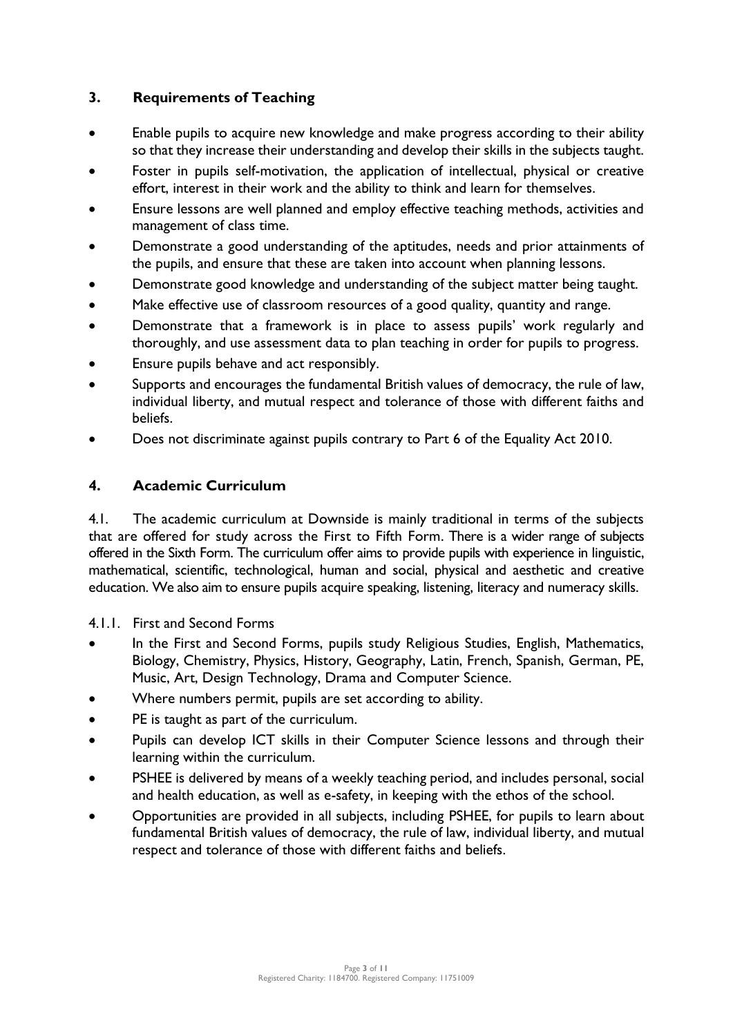## 3. Requirements of Teaching

- Enable pupils to acquire new knowledge and make progress according to their ability so that they increase their understanding and develop their skills in the subjects taught.
- Foster in pupils self-motivation, the application of intellectual, physical or creative effort, interest in their work and the ability to think and learn for themselves.
- Ensure lessons are well planned and employ effective teaching methods, activities and management of class time.
- Demonstrate a good understanding of the aptitudes, needs and prior attainments of the pupils, and ensure that these are taken into account when planning lessons.
- Demonstrate good knowledge and understanding of the subject matter being taught.
- Make effective use of classroom resources of a good quality, quantity and range.
- Demonstrate that a framework is in place to assess pupils' work regularly and thoroughly, and use assessment data to plan teaching in order for pupils to progress.
- Ensure pupils behave and act responsibly.
- Supports and encourages the fundamental British values of democracy, the rule of law, individual liberty, and mutual respect and tolerance of those with different faiths and beliefs.
- Does not discriminate against pupils contrary to Part 6 of the Equality Act 2010.

## 4. Academic Curriculum

4.1. The academic curriculum at Downside is mainly traditional in terms of the subjects that are offered for study across the First to Fifth Form. There is a wider range of subjects offered in the Sixth Form. The curriculum offer aims to provide pupils with experience in linguistic, mathematical, scientific, technological, human and social, physical and aesthetic and creative education. We also aim to ensure pupils acquire speaking, listening, literacy and numeracy skills.

4.1.1. First and Second Forms

- In the First and Second Forms, pupils study Religious Studies, English, Mathematics, Biology, Chemistry, Physics, History, Geography, Latin, French, Spanish, German, PE, Music, Art, Design Technology, Drama and Computer Science.
- Where numbers permit, pupils are set according to ability.
- PE is taught as part of the curriculum.
- Pupils can develop ICT skills in their Computer Science lessons and through their learning within the curriculum.
- PSHEE is delivered by means of a weekly teaching period, and includes personal, social and health education, as well as e-safety, in keeping with the ethos of the school.
- Opportunities are provided in all subjects, including PSHEE, for pupils to learn about fundamental British values of democracy, the rule of law, individual liberty, and mutual respect and tolerance of those with different faiths and beliefs.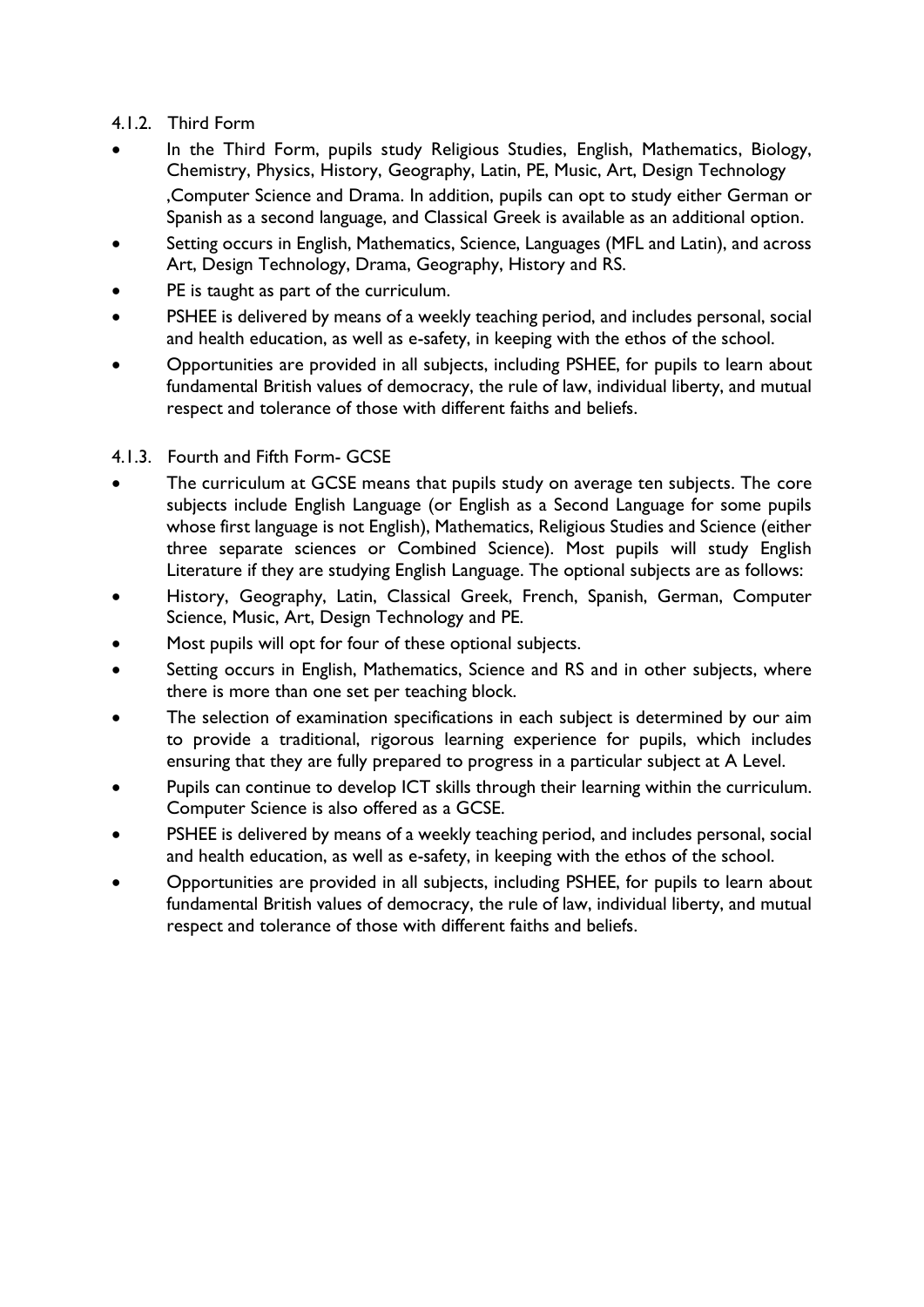### 4.1.2. Third Form

- In the Third Form, pupils study Religious Studies, English, Mathematics, Biology, Chemistry, Physics, History, Geography, Latin, PE, Music, Art, Design Technology ,Computer Science and Drama. In addition, pupils can opt to study either German or Spanish as a second language, and Classical Greek is available as an additional option.
- Setting occurs in English, Mathematics, Science, Languages (MFL and Latin), and across Art, Design Technology, Drama, Geography, History and RS.
- PE is taught as part of the curriculum.
- PSHEE is delivered by means of a weekly teaching period, and includes personal, social and health education, as well as e-safety, in keeping with the ethos of the school.
- Opportunities are provided in all subjects, including PSHEE, for pupils to learn about fundamental British values of democracy, the rule of law, individual liberty, and mutual respect and tolerance of those with different faiths and beliefs.

### 4.1.3. Fourth and Fifth Form- GCSE

- The curriculum at GCSE means that pupils study on average ten subjects. The core subjects include English Language (or English as a Second Language for some pupils whose first language is not English), Mathematics, Religious Studies and Science (either three separate sciences or Combined Science). Most pupils will study English Literature if they are studying English Language. The optional subjects are as follows:
- History, Geography, Latin, Classical Greek, French, Spanish, German, Computer Science, Music, Art, Design Technology and PE.
- Most pupils will opt for four of these optional subjects.
- Setting occurs in English, Mathematics, Science and RS and in other subjects, where there is more than one set per teaching block.
- The selection of examination specifications in each subject is determined by our aim to provide a traditional, rigorous learning experience for pupils, which includes ensuring that they are fully prepared to progress in a particular subject at A Level.
- Pupils can continue to develop ICT skills through their learning within the curriculum. Computer Science is also offered as a GCSE.
- PSHEE is delivered by means of a weekly teaching period, and includes personal, social and health education, as well as e-safety, in keeping with the ethos of the school.
- Opportunities are provided in all subjects, including PSHEE, for pupils to learn about fundamental British values of democracy, the rule of law, individual liberty, and mutual respect and tolerance of those with different faiths and beliefs.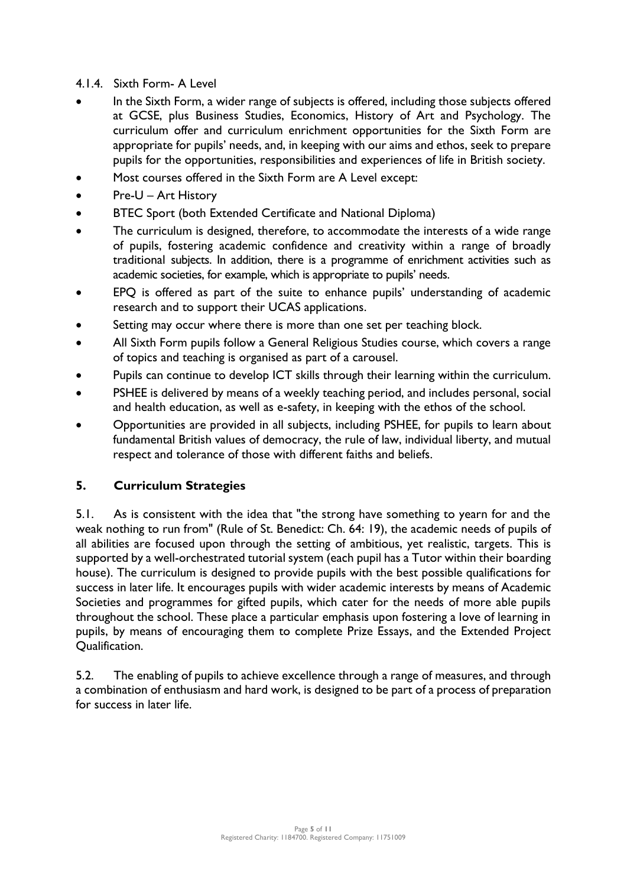#### 4.1.4. Sixth Form- A Level

- In the Sixth Form, a wider range of subjects is offered, including those subjects offered at GCSE, plus Business Studies, Economics, History of Art and Psychology. The curriculum offer and curriculum enrichment opportunities for the Sixth Form are appropriate for pupils' needs, and, in keeping with our aims and ethos, seek to prepare pupils for the opportunities, responsibilities and experiences of life in British society.
- Most courses offered in the Sixth Form are A Level except:
- Pre-U – Art History
- BTEC Sport (both Extended Certificate and National Diploma)
- The curriculum is designed, therefore, to accommodate the interests of a wide range of pupils, fostering academic confidence and creativity within a range of broadly traditional subjects. In addition, there is a programme of enrichment activities such as academic societies, for example, which is appropriate to pupils' needs.
- EPQ is offered as part of the suite to enhance pupils' understanding of academic research and to support their UCAS applications.
- Setting may occur where there is more than one set per teaching block.
- All Sixth Form pupils follow a General Religious Studies course, which covers a range of topics and teaching is organised as part of a carousel.
- Pupils can continue to develop ICT skills through their learning within the curriculum.
- PSHEE is delivered by means of a weekly teaching period, and includes personal, social and health education, as well as e-safety, in keeping with the ethos of the school.
- Opportunities are provided in all subjects, including PSHEE, for pupils to learn about fundamental British values of democracy, the rule of law, individual liberty, and mutual respect and tolerance of those with different faiths and beliefs.

## 5. Curriculum Strategies

5.1. As is consistent with the idea that "the strong have something to yearn for and the weak nothing to run from" (Rule of St. Benedict: Ch. 64: 19), the academic needs of pupils of all abilities are focused upon through the setting of ambitious, yet realistic, targets. This is supported by a well-orchestrated tutorial system (each pupil has a Tutor within their boarding house). The curriculum is designed to provide pupils with the best possible qualifications for success in later life. It encourages pupils with wider academic interests by means of Academic Societies and programmes for gifted pupils, which cater for the needs of more able pupils throughout the school. These place a particular emphasis upon fostering a love of learning in pupils, by means of encouraging them to complete Prize Essays, and the Extended Project Qualification.

5.2. The enabling of pupils to achieve excellence through a range of measures, and through a combination of enthusiasm and hard work, is designed to be part of a process of preparation for success in later life.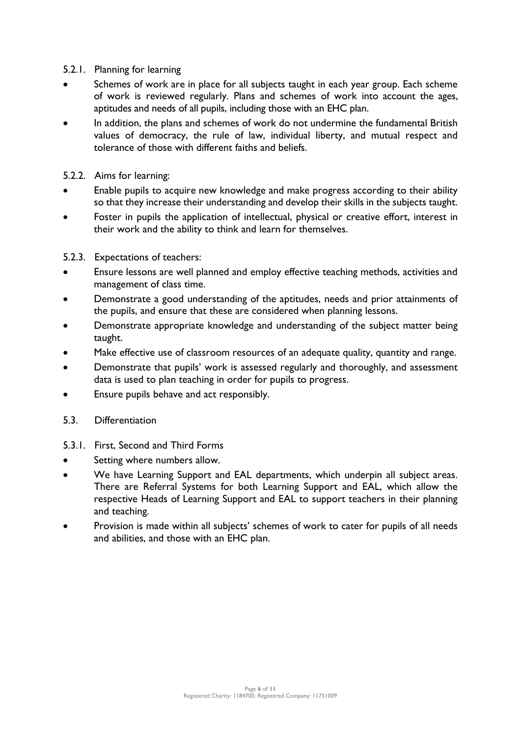5.2.1. Planning for learning

- Schemes of work are in place for all subjects taught in each year group. Each scheme of work is reviewed regularly. Plans and schemes of work into account the ages, aptitudes and needs of all pupils, including those with an EHC plan.
- In addition, the plans and schemes of work do not undermine the fundamental British values of democracy, the rule of law, individual liberty, and mutual respect and tolerance of those with different faiths and beliefs.

5.2.2. Aims for learning:

- Enable pupils to acquire new knowledge and make progress according to their ability so that they increase their understanding and develop their skills in the subjects taught.
- Foster in pupils the application of intellectual, physical or creative effort, interest in their work and the ability to think and learn for themselves.

5.2.3. Expectations of teachers:

- Ensure lessons are well planned and employ effective teaching methods, activities and management of class time.
- Demonstrate a good understanding of the aptitudes, needs and prior attainments of the pupils, and ensure that these are considered when planning lessons.
- Demonstrate appropriate knowledge and understanding of the subject matter being taught.
- Make effective use of classroom resources of an adequate quality, quantity and range.
- Demonstrate that pupils' work is assessed regularly and thoroughly, and assessment data is used to plan teaching in order for pupils to progress.
- Ensure pupils behave and act responsibly.

5.3. Differentiation

5.3.1. First, Second and Third Forms

- Setting where numbers allow.
- We have Learning Support and EAL departments, which underpin all subject areas. There are Referral Systems for both Learning Support and EAL, which allow the respective Heads of Learning Support and EAL to support teachers in their planning and teaching.
- Provision is made within all subjects' schemes of work to cater for pupils of all needs and abilities, and those with an EHC plan.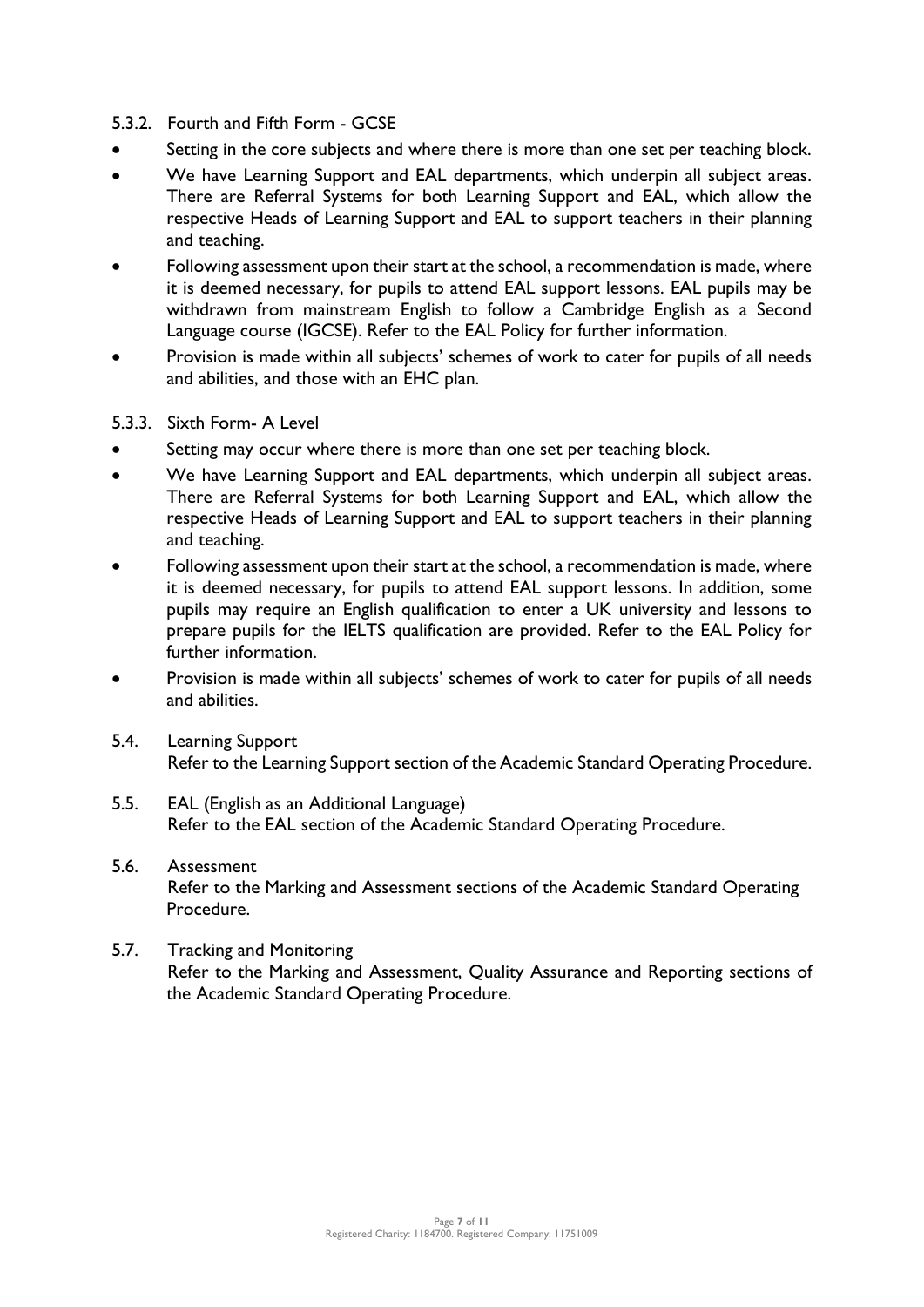5.3.2. Fourth and Fifth Form - GCSE

- Setting in the core subjects and where there is more than one set per teaching block.
- We have Learning Support and EAL departments, which underpin all subject areas. There are Referral Systems for both Learning Support and EAL, which allow the respective Heads of Learning Support and EAL to support teachers in their planning and teaching.
- Following assessment upon their start at the school, a recommendation is made, where it is deemed necessary, for pupils to attend EAL support lessons. EAL pupils may be withdrawn from mainstream English to follow a Cambridge English as a Second Language course (IGCSE). Refer to the EAL Policy for further information.
- Provision is made within all subjects' schemes of work to cater for pupils of all needs and abilities, and those with an EHC plan.

5.3.3. Sixth Form- A Level

- Setting may occur where there is more than one set per teaching block.
- We have Learning Support and EAL departments, which underpin all subject areas. There are Referral Systems for both Learning Support and EAL, which allow the respective Heads of Learning Support and EAL to support teachers in their planning and teaching.
- Following assessment upon their start at the school, a recommendation is made, where it is deemed necessary, for pupils to attend EAL support lessons. In addition, some pupils may require an English qualification to enter a UK university and lessons to prepare pupils for the IELTS qualification are provided. Refer to the EAL Policy for further information.
- Provision is made within all subjects' schemes of work to cater for pupils of all needs and abilities.

5.4. Learning Support

Refer to the Learning Support section of the Academic Standard Operating Procedure.

5.5. EAL (English as an Additional Language)

Refer to the EAL section of the Academic Standard Operating Procedure.

5.6. Assessment

Refer to the Marking and Assessment sections of the Academic Standard Operating Procedure.

5.7. Tracking and Monitoring

Refer to the Marking and Assessment, Quality Assurance and Reporting sections of the Academic Standard Operating Procedure.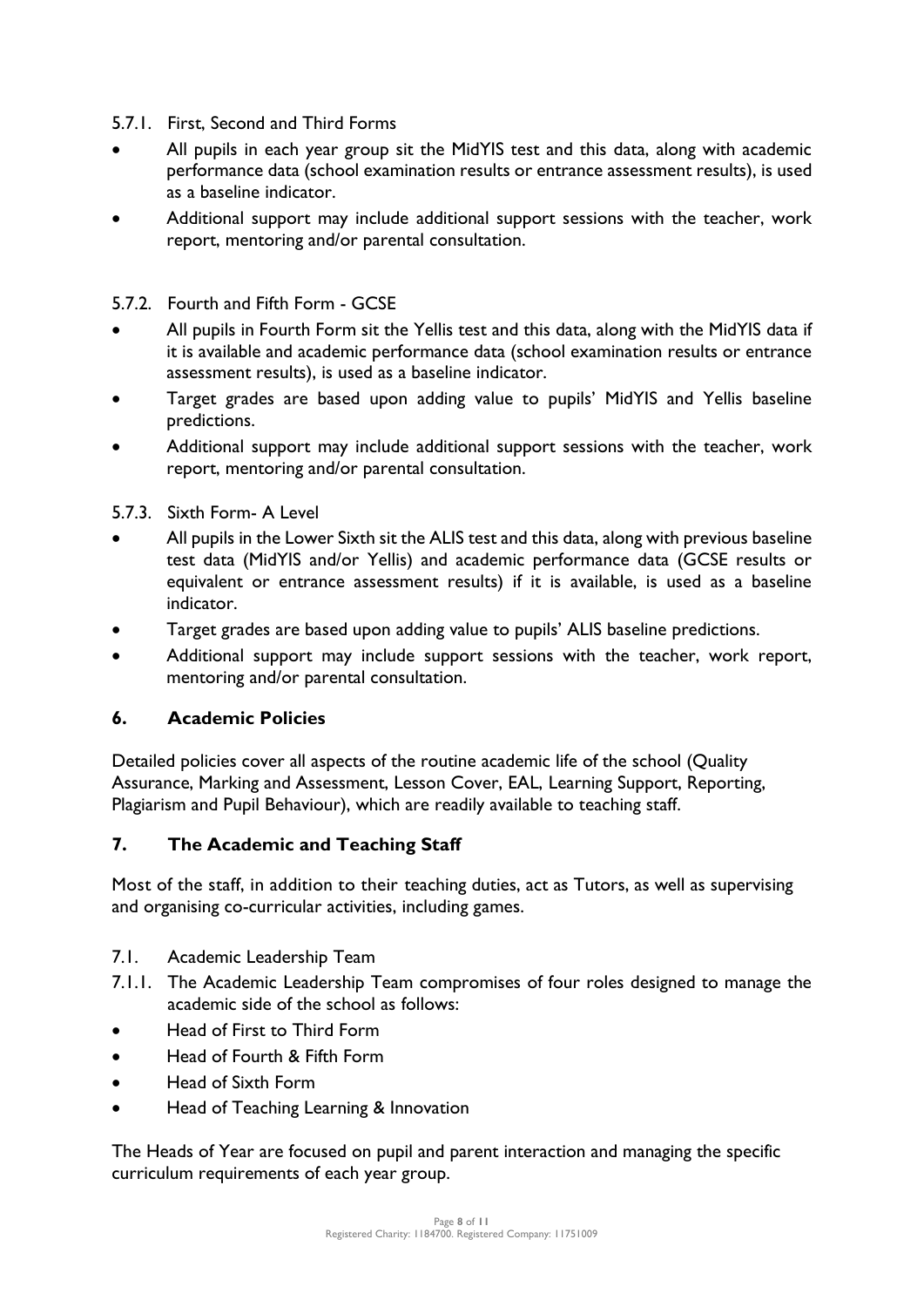5.7.1. First, Second and Third Forms

- All pupils in each year group sit the MidYIS test and this data, along with academic performance data (school examination results or entrance assessment results), is used as a baseline indicator.
- Additional support may include additional support sessions with the teacher, work report, mentoring and/or parental consultation.

5.7.2. Fourth and Fifth Form - GCSE

- All pupils in Fourth Form sit the Yellis test and this data, along with the MidYIS data if it is available and academic performance data (school examination results or entrance assessment results), is used as a baseline indicator.
- Target grades are based upon adding value to pupils' MidYIS and Yellis baseline predictions.
- Additional support may include additional support sessions with the teacher, work report, mentoring and/or parental consultation.

5.7.3. Sixth Form- A Level

- All pupils in the Lower Sixth sit the ALIS test and this data, along with previous baseline test data (MidYIS and/or Yellis) and academic performance data (GCSE results or equivalent or entrance assessment results) if it is available, is used as a baseline indicator.
- Target grades are based upon adding value to pupils' ALIS baseline predictions.
- Additional support may include support sessions with the teacher, work report, mentoring and/or parental consultation.

## 6. Academic Policies

Detailed policies cover all aspects of the routine academic life of the school (Quality Assurance, Marking and Assessment, Lesson Cover, EAL, Learning Support, Reporting, Plagiarism and Pupil Behaviour), which are readily available to teaching staff.

## 7. The Academic and Teaching Staff

Most of the staff, in addition to their teaching duties, act as Tutors, as well as supervising and organising co-curricular activities, including games.

7.1. Academic Leadership Team

7.1.1. The Academic Leadership Team compromises of four roles designed to manage the academic side of the school as follows:

- Head of First to Third Form
- Head of Fourth & Fifth Form
- Head of Sixth Form
- Head of Teaching Learning & Innovation

The Heads of Year are focused on pupil and parent interaction and managing the specific curriculum requirements of each year group.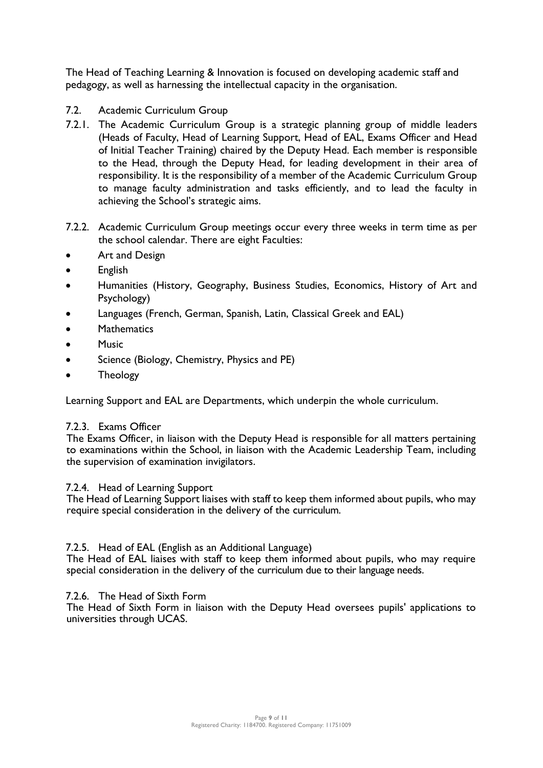The Head of Teaching Learning & Innovation is focused on developing academic staff and pedagogy, as well as harnessing the intellectual capacity in the organisation.

## 7.2. Academic Curriculum Group

7.2.1. The Academic Curriculum Group is a strategic planning group of middle leaders (Heads of Faculty, Head of Learning Support, Head of EAL, Exams Officer and Head of Initial Teacher Training) chaired by the Deputy Head. Each member is responsible to the Head, through the Deputy Head, for leading development in their area of responsibility. It is the responsibility of a member of the Academic Curriculum Group to manage faculty administration and tasks efficiently, and to lead the faculty in achieving the School's strategic aims.

7.2.2. Academic Curriculum Group meetings occur every three weeks in term time as per the school calendar. There are eight Faculties:

- Art and Design
- English
- Humanities (History, Geography, Business Studies, Economics, History of Art and Psychology)
- Languages (French, German, Spanish, Latin, Classical Greek and EAL)
- Mathematics
- Music
- Science (Biology, Chemistry, Physics and PE)
- Theology

Learning Support and EAL are Departments, which underpin the whole curriculum.

### 7.2.3. Exams Officer

The Exams Officer, in liaison with the Deputy Head is responsible for all matters pertaining to examinations within the School, in liaison with the Academic Leadership Team, including the supervision of examination invigilators.

### 7.2.4. Head of Learning Support

The Head of Learning Support liaises with staff to keep them informed about pupils, who may require special consideration in the delivery of the curriculum.

### 7.2.5. Head of EAL (English as an Additional Language)

The Head of EAL liaises with staff to keep them informed about pupils, who may require special consideration in the delivery of the curriculum due to their language needs.

### 7.2.6. The Head of Sixth Form

The Head of Sixth Form in liaison with the Deputy Head oversees pupils' applications to universities through UCAS.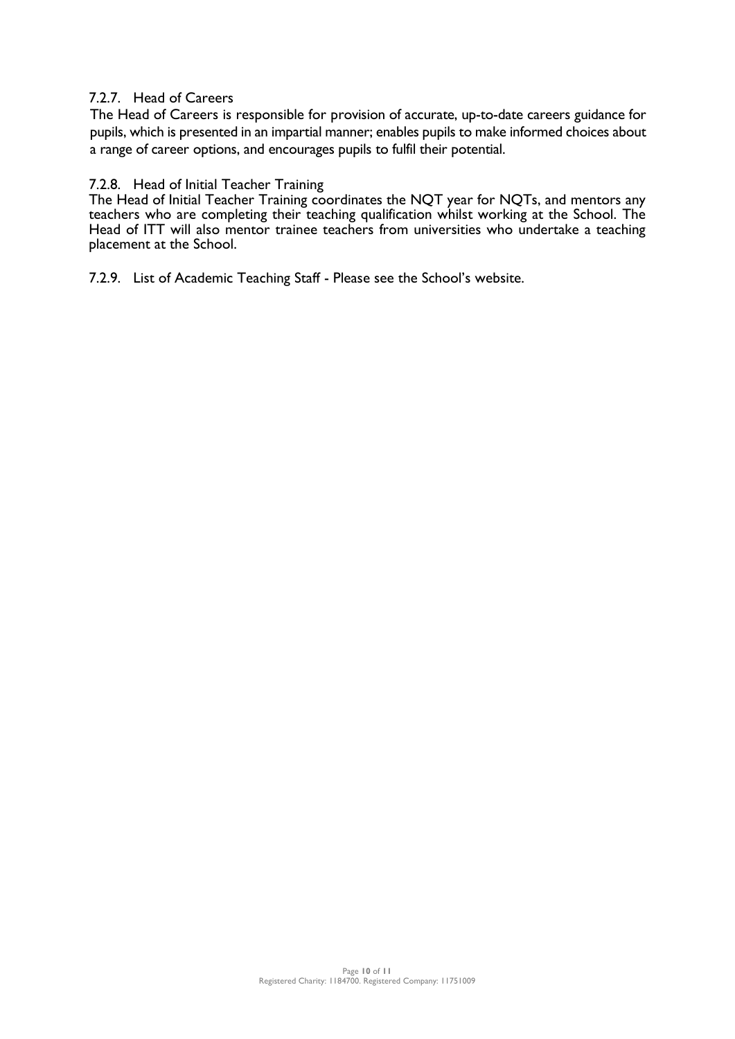### 7.2.7. Head of Careers

The Head of Careers is responsible for provision of accurate, up-to-date careers guidance for pupils, which is presented in an impartial manner; enables pupils to make informed choices about a range of career options, and encourages pupils to fulfil their potential.

### 7.2.8. Head of Initial Teacher Training

The Head of Initial Teacher Training coordinates the NQT year for NQTs, and mentors any teachers who are completing their teaching qualification whilst working at the School. The Head of ITT will also mentor trainee teachers from universities who undertake a teaching placement at the School.

### 7.2.9. List of Academic Teaching Staff - Please see the School's website.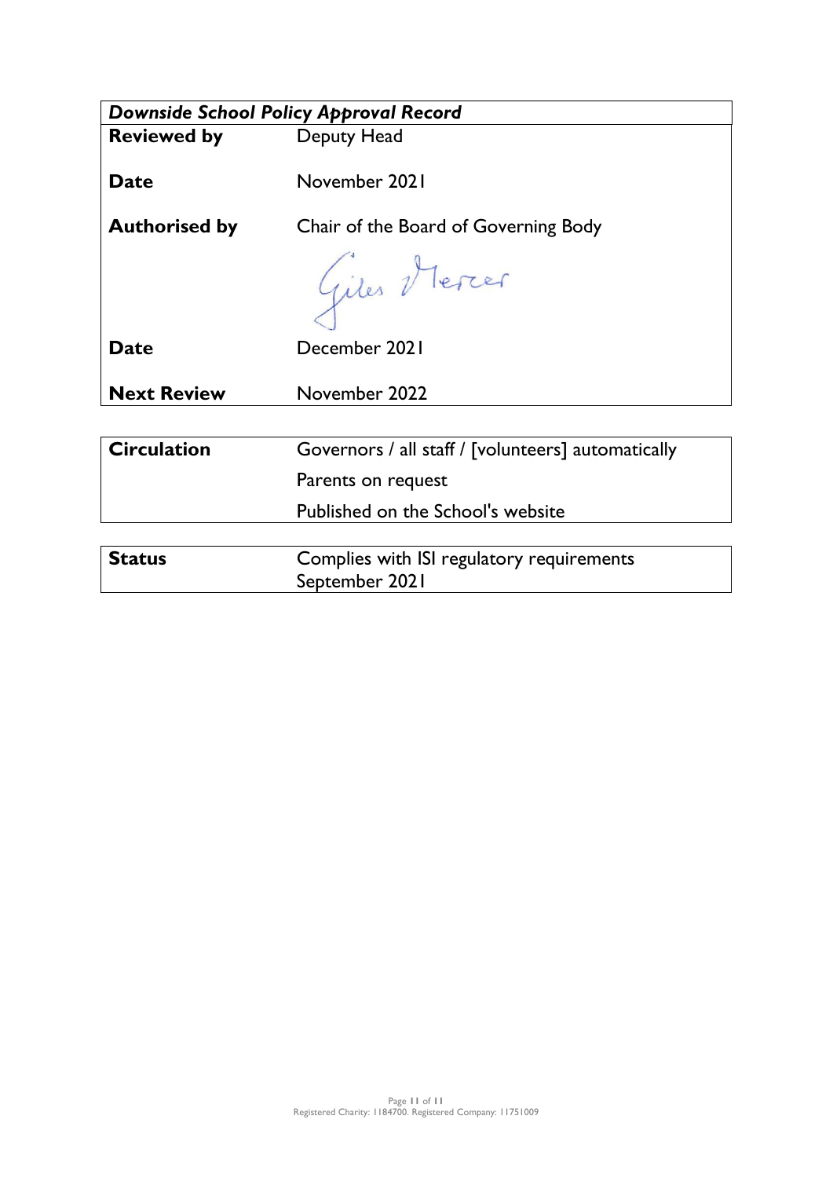| *Downside School Policy Approval Record* | |
|---|---|
| **Reviewed by** | Deputy Head |
| **Date** | November 2021 |
| **Authorised by** | Chair of the Board of Governing Body<br>Giles Mercer |
| **Date** | December 2021 |
| **Next Review** | November 2022 |

| | |
|---|---|
| **Circulation** | Governors / all staff / [volunteers] automatically<br>Parents on request<br>Published on the School's website |

| | |
|---|---|
| **Status** | Complies with ISI regulatory requirements September 2021 |

Registered Charity: 1184700. Registered Company: 11751009